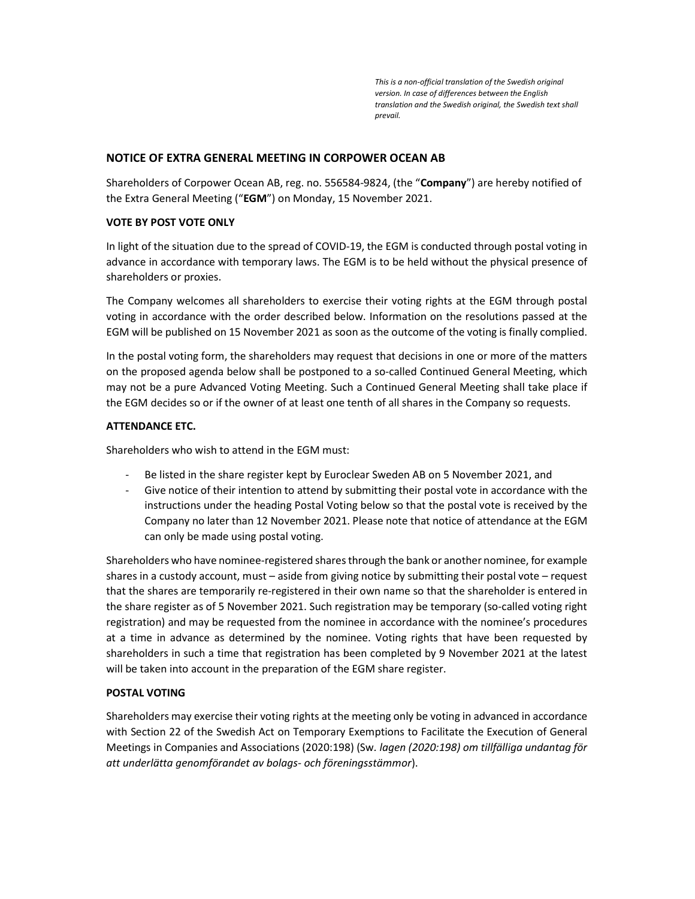*This is a non-official translation of the Swedish original version. In case of differences between the English translation and the Swedish original, the Swedish text shall prevail.*

## NOTICE OF EXTRA GENERAL MEETING IN CORPOWER OCEAN AB

Shareholders of Corpower Ocean AB, reg. no. 556584-9824, (the "**Company**") are hereby notified of the Extra General Meeting ("**EGM**") on Monday, 15 November 2021.

### VOTE BY POST VOTE ONLY

In light of the situation due to the spread of COVID-19, the EGM is conducted through postal voting in advance in accordance with temporary laws. The EGM is to be held without the physical presence of shareholders or proxies.

The Company welcomes all shareholders to exercise their voting rights at the EGM through postal voting in accordance with the order described below. Information on the resolutions passed at the EGM will be published on 15 November 2021 as soon as the outcome of the voting is finally complied.

In the postal voting form, the shareholders may request that decisions in one or more of the matters on the proposed agenda below shall be postponed to a so-called Continued General Meeting, which may not be a pure Advanced Voting Meeting. Such a Continued General Meeting shall take place if the EGM decides so or if the owner of at least one tenth of all shares in the Company so requests.

### ATTENDANCE ETC.

Shareholders who wish to attend in the EGM must:

- Be listed in the share register kept by Euroclear Sweden AB on 5 November 2021, and
- Give notice of their intention to attend by submitting their postal vote in accordance with the instructions under the heading Postal Voting below so that the postal vote is received by the Company no later than 12 November 2021. Please note that notice of attendance at the EGM can only be made using postal voting.

Shareholders who have nominee-registered shares through the bank or another nominee, for example shares in a custody account, must – aside from giving notice by submitting their postal vote – request that the shares are temporarily re-registered in their own name so that the shareholder is entered in the share register as of 5 November 2021. Such registration may be temporary (so-called voting right registration) and may be requested from the nominee in accordance with the nominee's procedures at a time in advance as determined by the nominee. Voting rights that have been requested by shareholders in such a time that registration has been completed by 9 November 2021 at the latest will be taken into account in the preparation of the EGM share register.

### POSTAL VOTING

Shareholders may exercise their voting rights at the meeting only be voting in advanced in accordance with Section 22 of the Swedish Act on Temporary Exemptions to Facilitate the Execution of General Meetings in Companies and Associations (2020:198) (Sw. *lagen (2020:198) om tillfälliga undantag för att underlätta genomförandet av bolags- och föreningsstämmor*).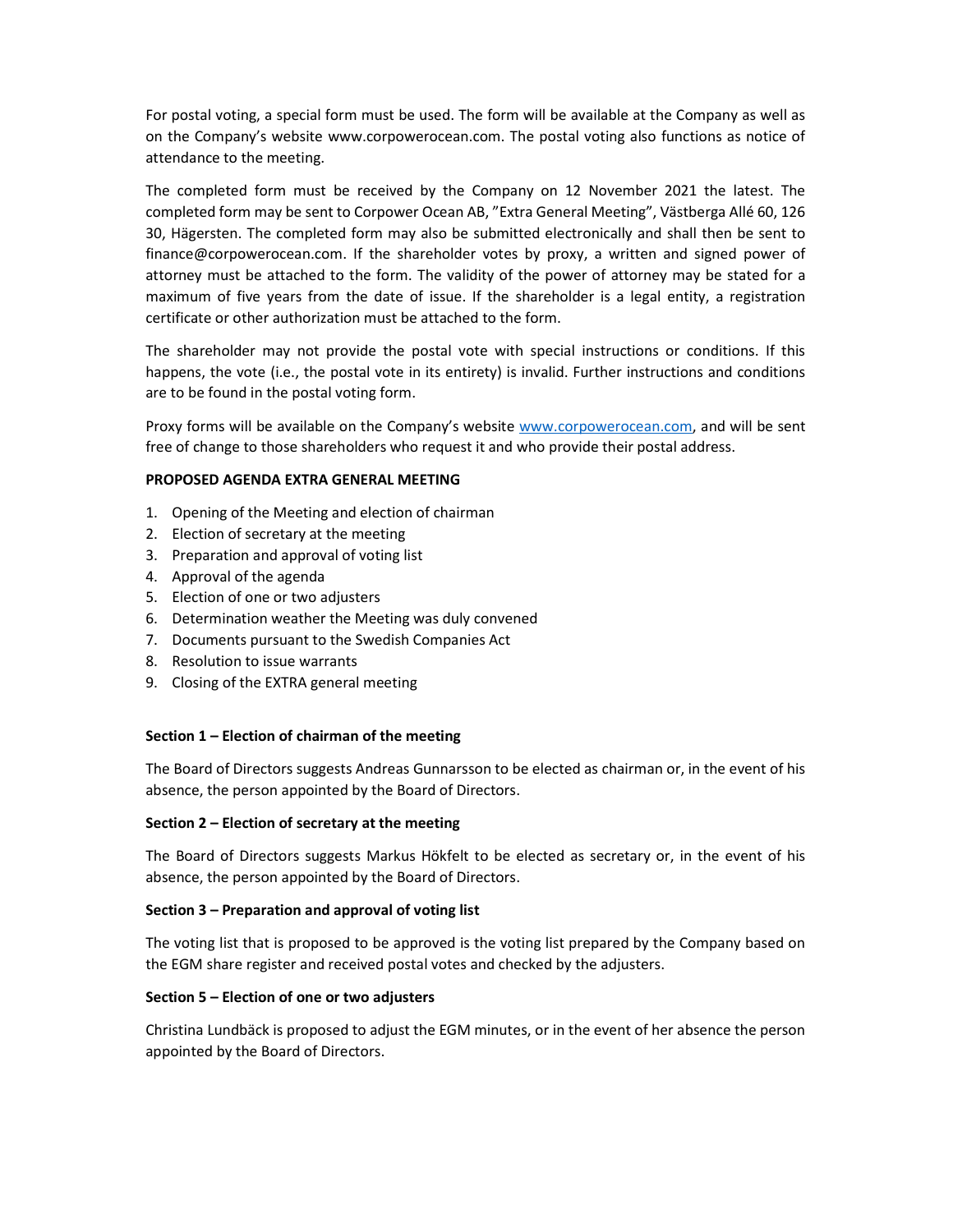For postal voting, a special form must be used. The form will be available at the Company as well as on the Company's website www.corpowerocean.com. The postal voting also functions as notice of attendance to the meeting.

The completed form must be received by the Company on 12 November 2021 the latest. The completed form may be sent to Corpower Ocean AB, "Extra General Meeting", Västberga Allé 60, 126 30, Hägersten. The completed form may also be submitted electronically and shall then be sent to finance@corpowerocean.com. If the shareholder votes by proxy, a written and signed power of attorney must be attached to the form. The validity of the power of attorney may be stated for a maximum of five years from the date of issue. If the shareholder is a legal entity, a registration certificate or other authorization must be attached to the form.

The shareholder may not provide the postal vote with special instructions or conditions. If this happens, the vote (i.e., the postal vote in its entirety) is invalid. Further instructions and conditions are to be found in the postal voting form.

Proxy forms will be available on the Company's website www.corpowerocean.com, and will be sent free of change to those shareholders who request it and who provide their postal address.

**PROPOSED AGENDA EXTRA GENERAL MEETING**

1. Opening of the Meeting and election of chairman
2. Election of secretary at the meeting
3. Preparation and approval of voting list
4. Approval of the agenda
5. Election of one or two adjusters
6. Determination weather the Meeting was duly convened
7. Documents pursuant to the Swedish Companies Act
8. Resolution to issue warrants
9. Closing of the EXTRA general meeting

**Section 1 – Election of chairman of the meeting**

The Board of Directors suggests Andreas Gunnarsson to be elected as chairman or, in the event of his absence, the person appointed by the Board of Directors.

**Section 2 – Election of secretary at the meeting**

The Board of Directors suggests Markus Hökfelt to be elected as secretary or, in the event of his absence, the person appointed by the Board of Directors.

**Section 3 – Preparation and approval of voting list**

The voting list that is proposed to be approved is the voting list prepared by the Company based on the EGM share register and received postal votes and checked by the adjusters.

**Section 5 – Election of one or two adjusters**

Christina Lundbäck is proposed to adjust the EGM minutes, or in the event of her absence the person appointed by the Board of Directors.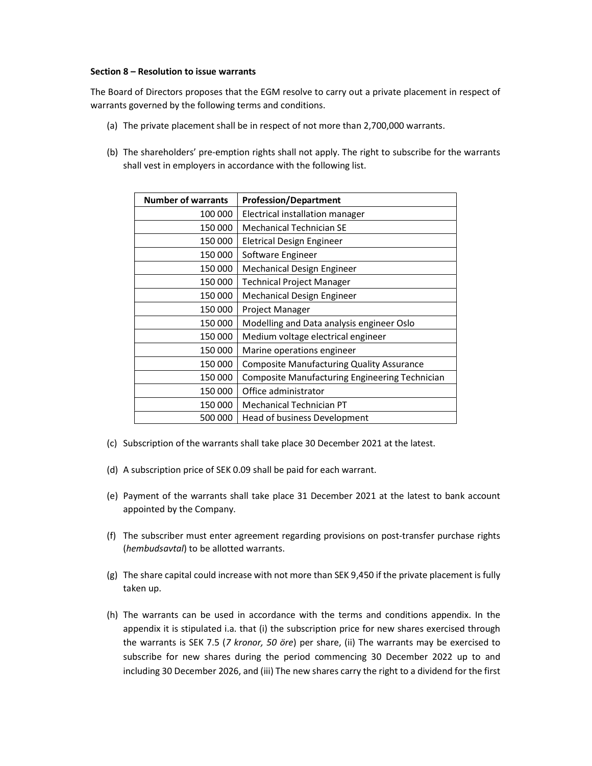**Section 8 – Resolution to issue warrants**

The Board of Directors proposes that the EGM resolve to carry out a private placement in respect of warrants governed by the following terms and conditions.

(a) The private placement shall be in respect of not more than 2,700,000 warrants.

(b) The shareholders' pre-emption rights shall not apply. The right to subscribe for the warrants shall vest in employers in accordance with the following list.

| Number of warrants | Profession/Department |
|---:|---|
| 100 000 | Electrical installation manager |
| 150 000 | Mechanical Technician SE |
| 150 000 | Eletrical Design Engineer |
| 150 000 | Software Engineer |
| 150 000 | Mechanical Design Engineer |
| 150 000 | Technical Project Manager |
| 150 000 | Mechanical Design Engineer |
| 150 000 | Project Manager |
| 150 000 | Modelling and Data analysis engineer Oslo |
| 150 000 | Medium voltage electrical engineer |
| 150 000 | Marine operations engineer |
| 150 000 | Composite Manufacturing Quality Assurance |
| 150 000 | Composite Manufacturing Engineering Technician |
| 150 000 | Office administrator |
| 150 000 | Mechanical Technician PT |
| 500 000 | Head of business Development |

(c) Subscription of the warrants shall take place 30 December 2021 at the latest.

(d) A subscription price of SEK 0.09 shall be paid for each warrant.

(e) Payment of the warrants shall take place 31 December 2021 at the latest to bank account appointed by the Company.

(f) The subscriber must enter agreement regarding provisions on post-transfer purchase rights (*hembudsavtal*) to be allotted warrants.

(g) The share capital could increase with not more than SEK 9,450 if the private placement is fully taken up.

(h) The warrants can be used in accordance with the terms and conditions appendix. In the appendix it is stipulated i.a. that (i) the subscription price for new shares exercised through the warrants is SEK 7.5 (*7 kronor, 50 öre*) per share, (ii) The warrants may be exercised to subscribe for new shares during the period commencing 30 December 2022 up to and including 30 December 2026, and (iii) The new shares carry the right to a dividend for the first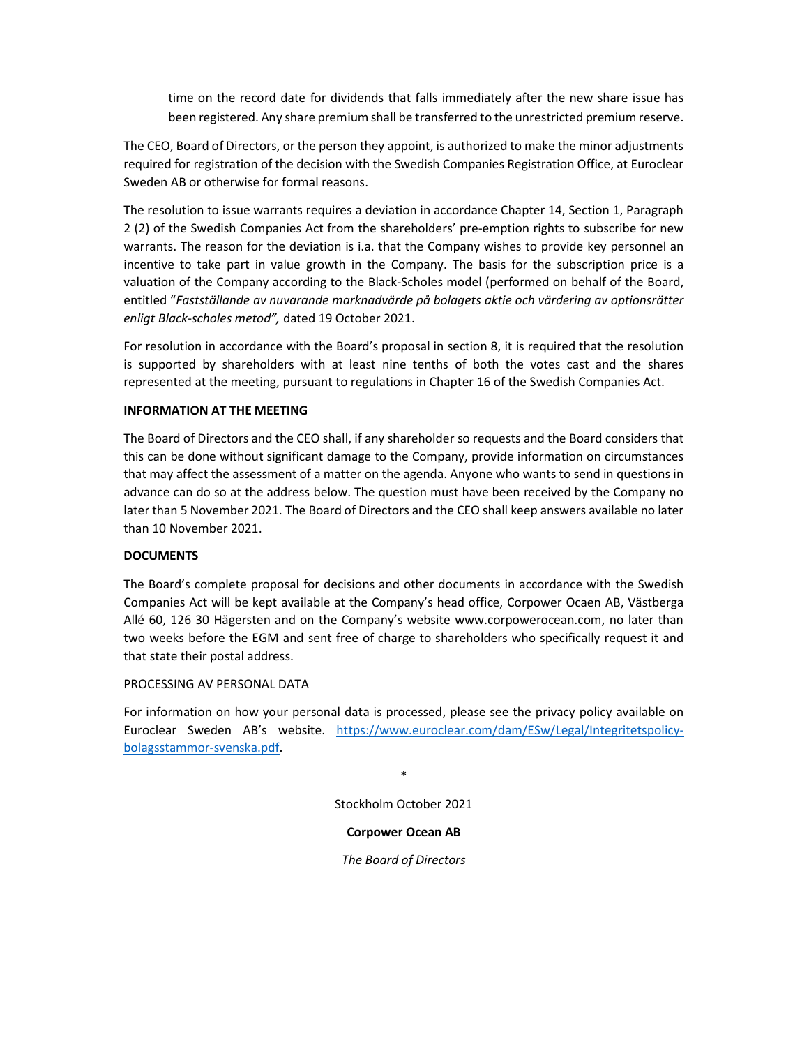time on the record date for dividends that falls immediately after the new share issue has been registered. Any share premium shall be transferred to the unrestricted premium reserve.

The CEO, Board of Directors, or the person they appoint, is authorized to make the minor adjustments required for registration of the decision with the Swedish Companies Registration Office, at Euroclear Sweden AB or otherwise for formal reasons.

The resolution to issue warrants requires a deviation in accordance Chapter 14, Section 1, Paragraph 2 (2) of the Swedish Companies Act from the shareholders' pre-emption rights to subscribe for new warrants. The reason for the deviation is i.a. that the Company wishes to provide key personnel an incentive to take part in value growth in the Company. The basis for the subscription price is a valuation of the Company according to the Black-Scholes model (performed on behalf of the Board, entitled "*Fastställande av nuvarande marknadvärde på bolagets aktie och värdering av optionsrätter enligt Black-scholes metod",* dated 19 October 2021.

For resolution in accordance with the Board's proposal in section 8, it is required that the resolution is supported by shareholders with at least nine tenths of both the votes cast and the shares represented at the meeting, pursuant to regulations in Chapter 16 of the Swedish Companies Act.

**INFORMATION AT THE MEETING**

The Board of Directors and the CEO shall, if any shareholder so requests and the Board considers that this can be done without significant damage to the Company, provide information on circumstances that may affect the assessment of a matter on the agenda. Anyone who wants to send in questions in advance can do so at the address below. The question must have been received by the Company no later than 5 November 2021. The Board of Directors and the CEO shall keep answers available no later than 10 November 2021.

**DOCUMENTS**

The Board's complete proposal for decisions and other documents in accordance with the Swedish Companies Act will be kept available at the Company's head office, Corpower Ocaen AB, Västberga Allé 60, 126 30 Hägersten and on the Company's website www.corpowerocean.com, no later than two weeks before the EGM and sent free of charge to shareholders who specifically request it and that state their postal address.

PROCESSING AV PERSONAL DATA

For information on how your personal data is processed, please see the privacy policy available on Euroclear Sweden AB's website. https://www.euroclear.com/dam/ESw/Legal/Integritetspolicy-bolagsstammor-svenska.pdf.

*

Stockholm October 2021

**Corpower Ocean AB**

*The Board of Directors*